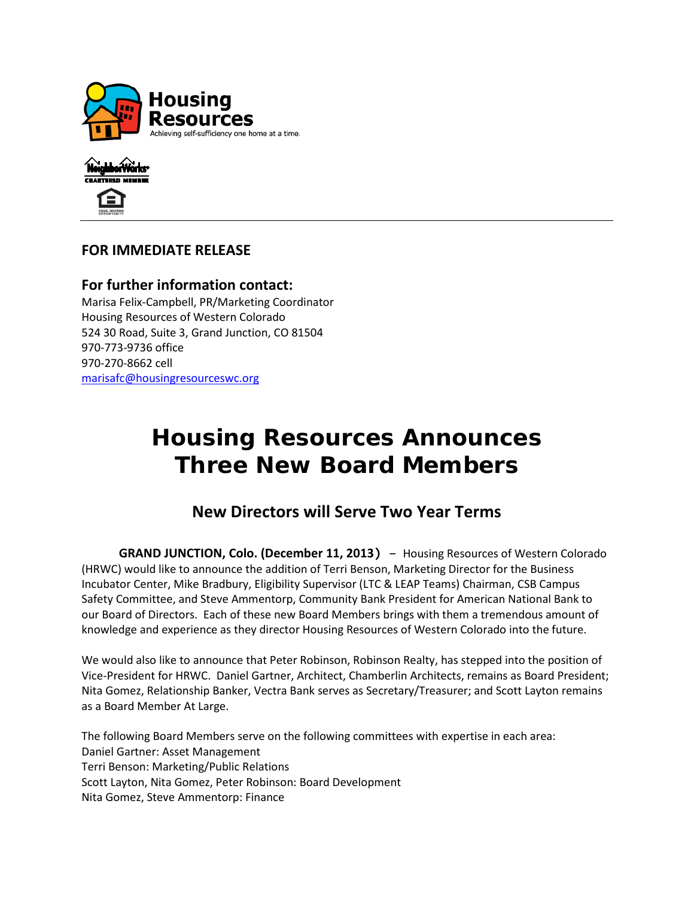Housing Resources
Achieving self-sufficiency one home at a time.

**FOR IMMEDIATE RELEASE**

**For further information contact:**
Marisa Felix-Campbell, PR/Marketing Coordinator
Housing Resources of Western Colorado
524 30 Road, Suite 3, Grand Junction, CO 81504
970-773-9736 office
970-270-8662 cell
marisafc@housingresourceswc.org

# Housing Resources Announces Three New Board Members

## New Directors will Serve Two Year Terms

**GRAND JUNCTION, Colo. (December 11, 2013)** – Housing Resources of Western Colorado (HRWC) would like to announce the addition of Terri Benson, Marketing Director for the Business Incubator Center, Mike Bradbury, Eligibility Supervisor (LTC & LEAP Teams) Chairman, CSB Campus Safety Committee, and Steve Ammentorp, Community Bank President for American National Bank to our Board of Directors. Each of these new Board Members brings with them a tremendous amount of knowledge and experience as they director Housing Resources of Western Colorado into the future.

We would also like to announce that Peter Robinson, Robinson Realty, has stepped into the position of Vice-President for HRWC. Daniel Gartner, Architect, Chamberlin Architects, remains as Board President; Nita Gomez, Relationship Banker, Vectra Bank serves as Secretary/Treasurer; and Scott Layton remains as a Board Member At Large.

The following Board Members serve on the following committees with expertise in each area:
Daniel Gartner: Asset Management
Terri Benson: Marketing/Public Relations
Scott Layton, Nita Gomez, Peter Robinson: Board Development
Nita Gomez, Steve Ammentorp: Finance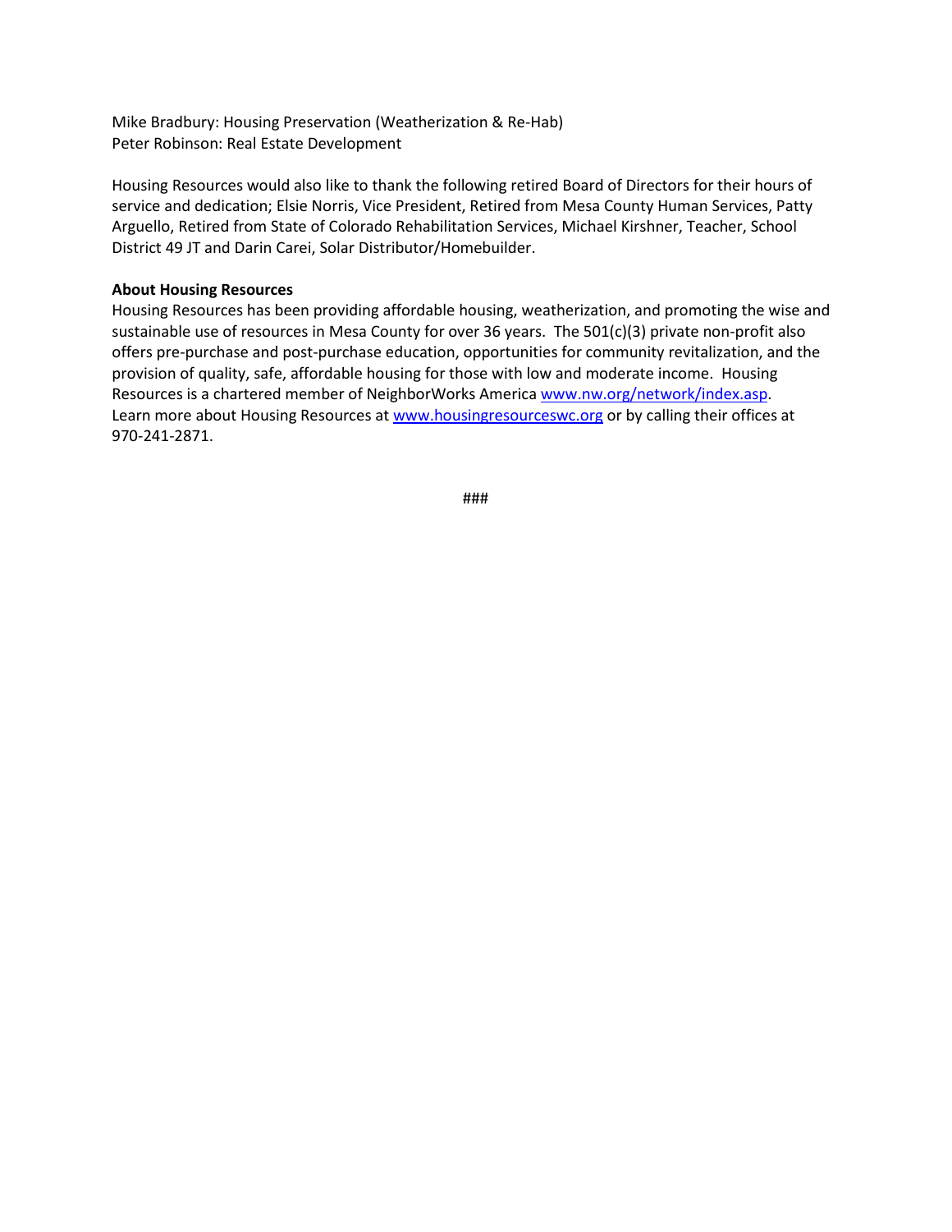Mike Bradbury: Housing Preservation (Weatherization & Re-Hab)
Peter Robinson: Real Estate Development

Housing Resources would also like to thank the following retired Board of Directors for their hours of service and dedication; Elsie Norris, Vice President, Retired from Mesa County Human Services, Patty Arguello, Retired from State of Colorado Rehabilitation Services, Michael Kirshner, Teacher, School District 49 JT and Darin Carei, Solar Distributor/Homebuilder.

**About Housing Resources**

Housing Resources has been providing affordable housing, weatherization, and promoting the wise and sustainable use of resources in Mesa County for over 36 years. The 501(c)(3) private non-profit also offers pre-purchase and post-purchase education, opportunities for community revitalization, and the provision of quality, safe, affordable housing for those with low and moderate income. Housing Resources is a chartered member of NeighborWorks America [www.nw.org/network/index.asp](www.nw.org/network/index.asp). Learn more about Housing Resources at [www.housingresourceswc.org](www.housingresourceswc.org) or by calling their offices at 970-241-2871.

###